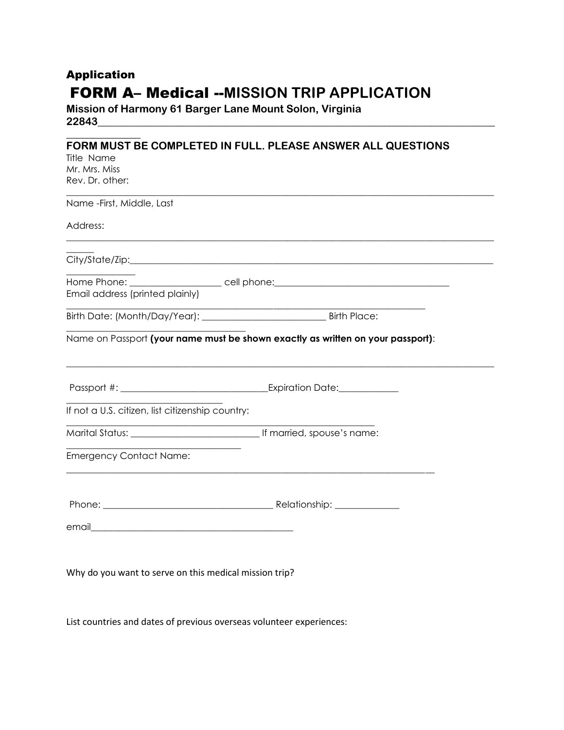**Application**

# FORM A– Medical --MISSION TRIP APPLICATION

**Mission of Harmony 61 Barger Lane Mount Solon, Virginia 22843**______________________________________________________________________________

**FORM MUST BE COMPLETED IN FULL. PLEASE ANSWER ALL QUESTIONS**

Title Name
Mr. Mrs. Miss
Rev. Dr. other:

______________________________________________________________________________

Name -First, Middle, Last

Address:

______________________________________________________________________________

City/State/Zip:______________________________________________________________________________

Home Phone: __________________ cell phone:__________________________________

Email address (printed plainly)

______________________________________________________________________

Birth Date: (Month/Day/Year): _______________________ Birth Place:

__________________________________

Name on Passport **(your name must be shown exactly as written on your passport)**:

______________________________________________________________________________

Passport #: ____________________________Expiration Date:___________

_____________________________

If not a U.S. citizen, list citizenship country:

____________________________________________________________

Marital Status: _________________________ If married, spouse's name:

__________________________________

Emergency Contact Name:

____________________________________________________________________________

Phone: _________________________________ Relationship: ____________

email_______________________________________

Why do you want to serve on this medical mission trip?

List countries and dates of previous overseas volunteer experiences: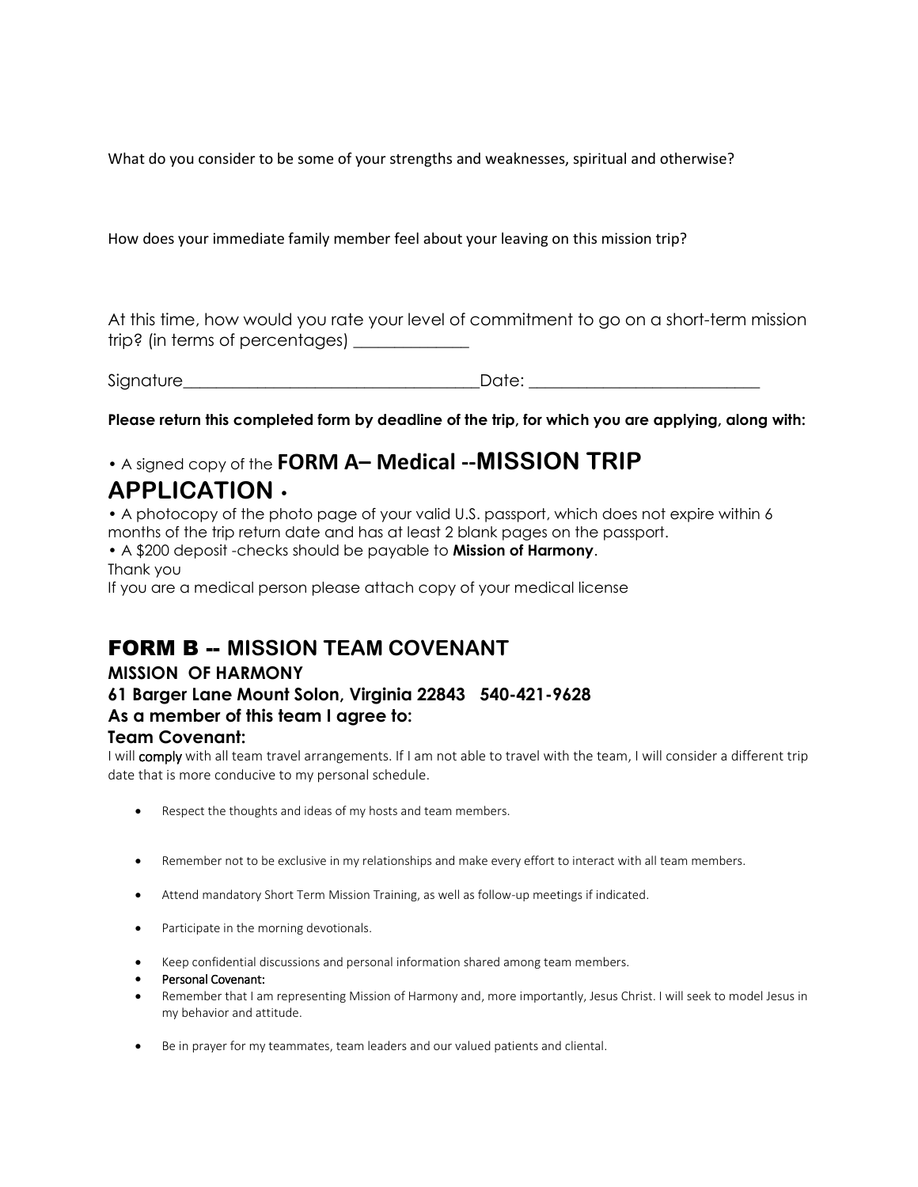What do you consider to be some of your strengths and weaknesses, spiritual and otherwise?

How does your immediate family member feel about your leaving on this mission trip?

At this time, how would you rate your level of commitment to go on a short-term mission trip? (in terms of percentages) _____________

Signature___________________________________Date: ___________________________

**Please return this completed form by deadline of the trip, for which you are applying, along with:**

• A signed copy of the **FORM A– Medical --MISSION TRIP APPLICATION** •

• A photocopy of the photo page of your valid U.S. passport, which does not expire within 6 months of the trip return date and has at least 2 blank pages on the passport.

• A $200 deposit -checks should be payable to **Mission of Harmony**.

Thank you

If you are a medical person please attach copy of your medical license

## FORM B -- MISSION TEAM COVENANT

**MISSION OF HARMONY**

**61 Barger Lane Mount Solon, Virginia 22843 540-421-9628**

**As a member of this team I agree to:**

**Team Covenant:**

I will comply with all team travel arrangements. If I am not able to travel with the team, I will consider a different trip date that is more conducive to my personal schedule.

- Respect the thoughts and ideas of my hosts and team members.
- Remember not to be exclusive in my relationships and make every effort to interact with all team members.
- Attend mandatory Short Term Mission Training, as well as follow-up meetings if indicated.
- Participate in the morning devotionals.
- Keep confidential discussions and personal information shared among team members.
- Personal Covenant:
- Remember that I am representing Mission of Harmony and, more importantly, Jesus Christ. I will seek to model Jesus in my behavior and attitude.
- Be in prayer for my teammates, team leaders and our valued patients and cliental.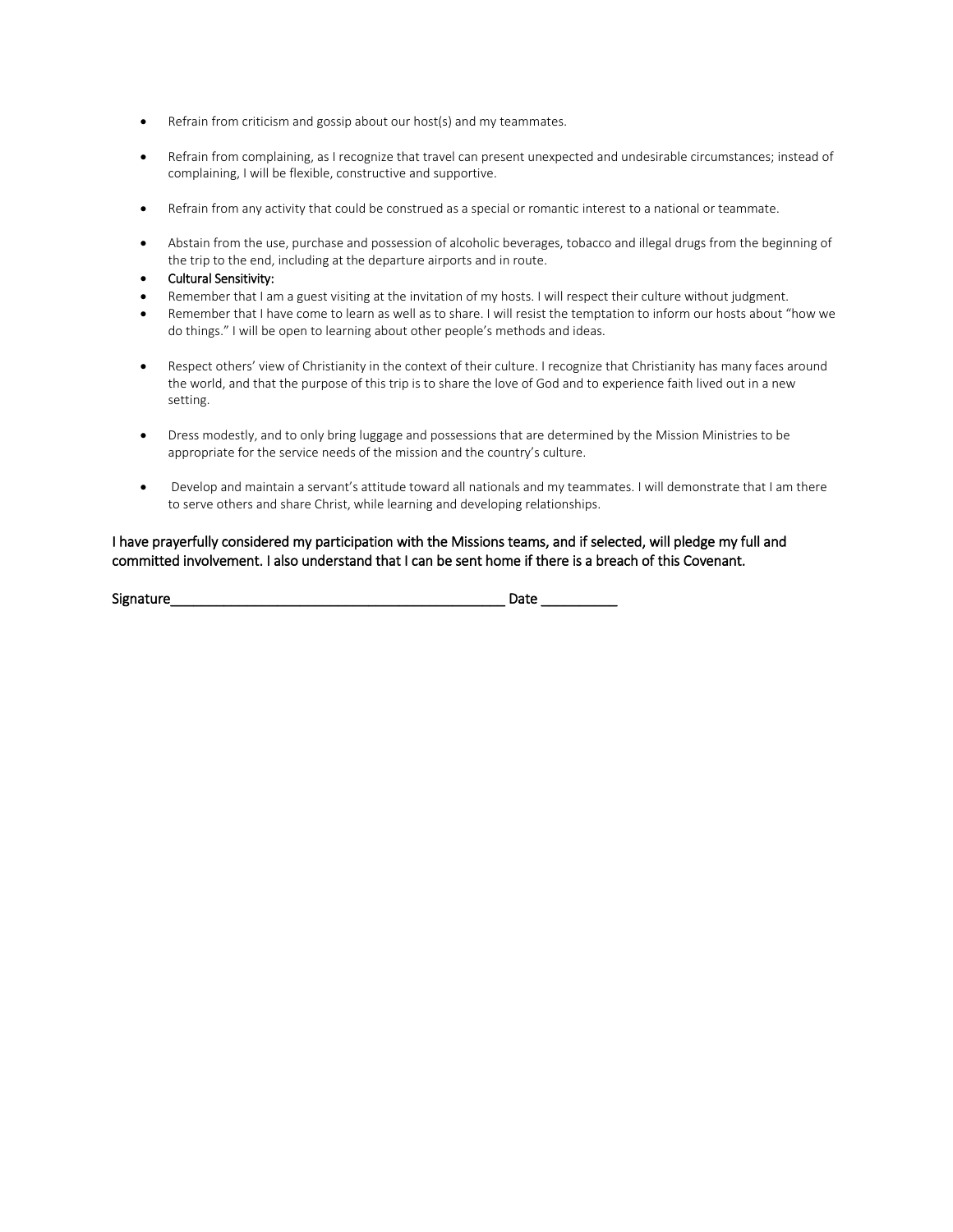- Refrain from criticism and gossip about our host(s) and my teammates.

- Refrain from complaining, as I recognize that travel can present unexpected and undesirable circumstances; instead of complaining, I will be flexible, constructive and supportive.

- Refrain from any activity that could be construed as a special or romantic interest to a national or teammate.

- Abstain from the use, purchase and possession of alcoholic beverages, tobacco and illegal drugs from the beginning of the trip to the end, including at the departure airports and in route.
- Cultural Sensitivity:
- Remember that I am a guest visiting at the invitation of my hosts. I will respect their culture without judgment.
- Remember that I have come to learn as well as to share. I will resist the temptation to inform our hosts about "how we do things." I will be open to learning about other people's methods and ideas.

- Respect others' view of Christianity in the context of their culture. I recognize that Christianity has many faces around the world, and that the purpose of this trip is to share the love of God and to experience faith lived out in a new setting.

- Dress modestly, and to only bring luggage and possessions that are determined by the Mission Ministries to be appropriate for the service needs of the mission and the country's culture.

- Develop and maintain a servant's attitude toward all nationals and my teammates. I will demonstrate that I am there to serve others and share Christ, while learning and developing relationships.

I have prayerfully considered my participation with the Missions teams, and if selected, will pledge my full and committed involvement. I also understand that I can be sent home if there is a breach of this Covenant.

Signature_____________________________________________ Date __________